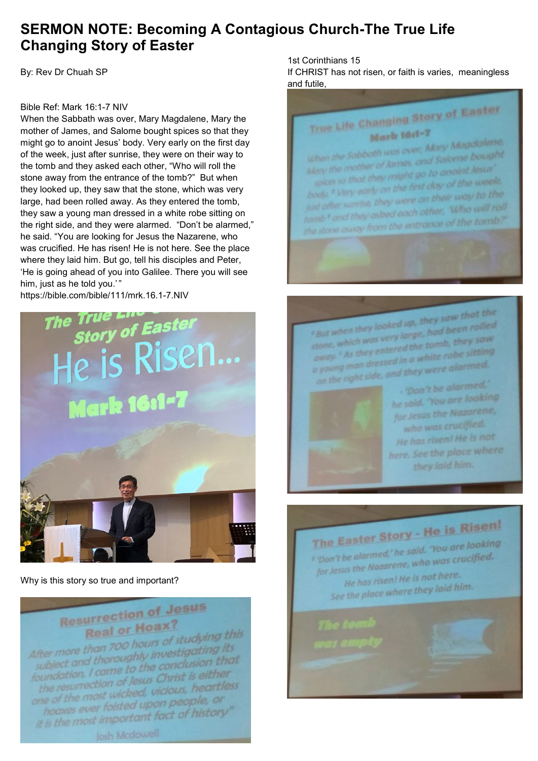# SERMON NOTE: Becoming A Contagious Church-The True Life Changing Story of Easter

By: Rev Dr Chuah SP

Bible Ref: Mark 16:1-7 NIV

When the Sabbath was over, Mary Magdalene, Mary the mother of James, and Salome bought spices so that they might go to anoint Jesus' body. Very early on the first day of the week, just after sunrise, they were on their way to the tomb and they asked each other, "Who will roll the stone away from the entrance of the tomb?" But when they looked up, they saw that the stone, which was very large, had been rolled away. As they entered the tomb, they saw a young man dressed in a white robe sitting on the right side, and they were alarmed. "Don't be alarmed," he said. "You are looking for Jesus the Nazarene, who was crucified. He has risen! He is not here. See the place where they laid him. But go, tell his disciples and Peter, 'He is going ahead of you into Galilee. There you will see him, just as he told you.'"

https://bible.com/bible/111/mrk.16.1-7.NIV

Why is this story so true and important?

1st Corinthians 15

If CHRIST has not risen, or faith is varies, meaningless and futile,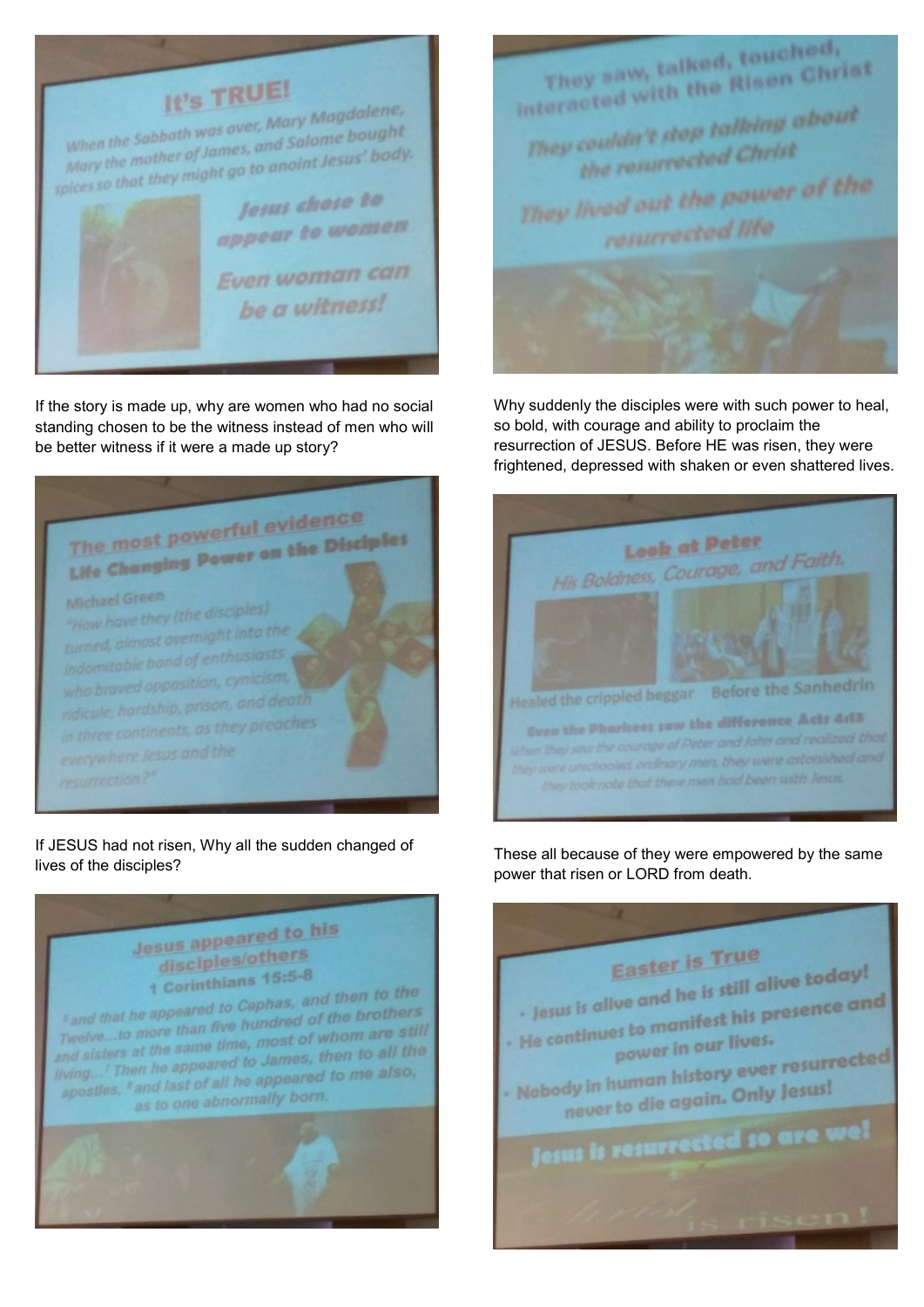## It's TRUE!

*When the Sabbath was over, Mary Magdalene, Mary the mother of James, and Salome bought spices so that they might go to anoint Jesus' body.*

***Jesus chose to appear to women***

***Even woman can be a witness!***

If the story is made up, why are women who had no social standing chosen to be the witness instead of men who will be better witness if it were a made up story?

## The most powerful evidence

### Life Changing Power on the Disciples

Michael Green

*"How have they (the disciples) turned, almost overnight into the indomitable band of enthusiasts who braved opposition, cynicism, ridicule, hardship, prison, and death in three continents, as they preaches everywhere Jesus and the resurrection?"*

If JESUS had not risen, Why all the sudden changed of lives of the disciples?

## Jesus appeared to his disciples/others

### 1 Corinthians 15:5-8

*[5] and that he appeared to Cephas, and then to the Twelve...to more than five hundred of the brothers and sisters at the same time, most of whom are still living...[7] Then he appeared to James, then to all the apostles, [8] and last of all he appeared to me also, as to one abnormally born.*

**They saw, talked, touched, interacted with the Risen Christ**

***They couldn't stop talking about the resurrected Christ***

***They lived out the power of the resurrected life***

Why suddenly the disciples were with such power to heal, so bold, with courage and ability to proclaim the resurrection of JESUS. Before HE was risen, they were frightened, depressed with shaken or even shattered lives.

## Look at Peter

*His Boldness, Courage, and Faith.*

Healed the crippled beggar — Before the Sanhedrin

**Even the Pharisees saw the difference Acts 4:13**

*When they saw the courage of Peter and John and realized that they were unschooled, ordinary men, they were astonished and they took note that these men had been with Jesus.*

These all because of they were empowered by the same power that risen or LORD from death.

## Easter is True

- Jesus is alive and he is still alive today!
- He continues to manifest his presence and power in our lives.
- Nobody in human history ever resurrected never to die again. Only Jesus!

**Jesus is resurrected so are we!**

Christ is risen!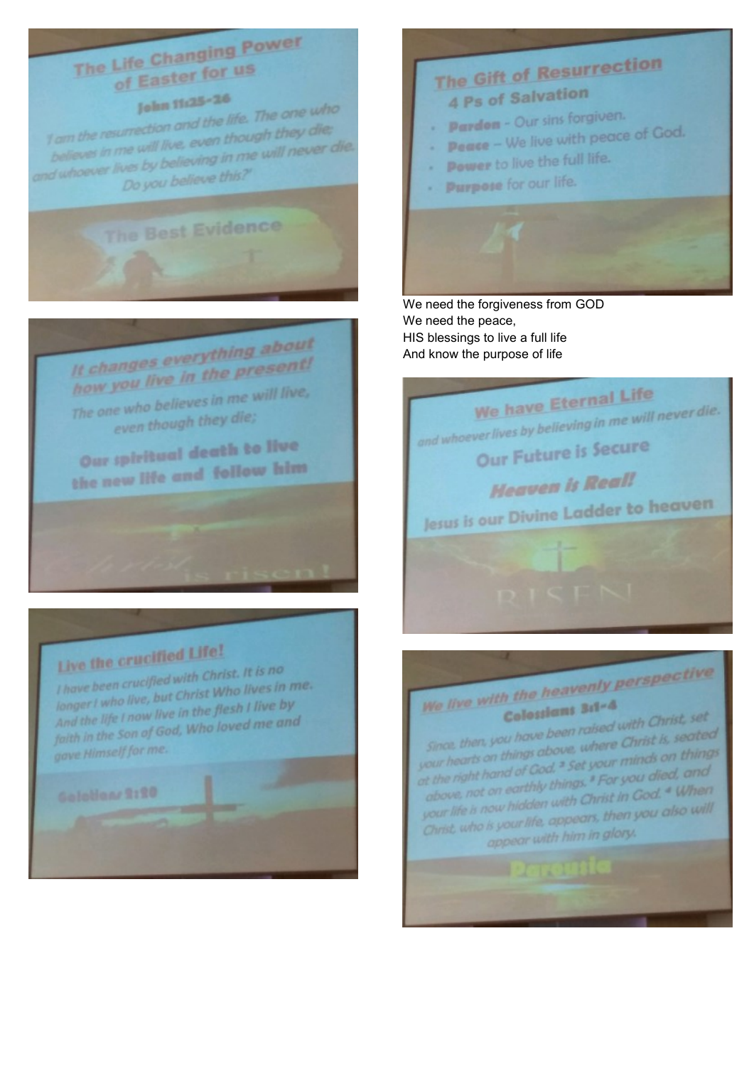## The Life Changing Power of Easter for us

**John 11:25-26**

*'I am the resurrection and the life. The one who believes in me will live, even though they die; and whoever lives by believing in me will never die. Do you believe this?'*

**The Best Evidence**

## *It changes everything about how you live in the present!*

*The one who believes in me will live, even though they die;*

**Our spiritual death to live the new life and follow him**

*Christ* is risen!

## Live the crucified Life!

*I have been crucified with Christ. It is no longer I who live, but Christ Who lives in me. And the life I now live in the flesh I live by faith in the Son of God, Who loved me and gave Himself for me.*

**Galatians 2:20**

## The Gift of Resurrection

### 4 Ps of Salvation

- **Pardon** - Our sins forgiven.
- **Peace** – We live with peace of God.
- **Power** to live the full life.
- **Purpose** for our life.

We need the forgiveness from GOD
We need the peace,
HIS blessings to live a full life
And know the purpose of life

## We have Eternal Life

*and whoever lives by believing in me will never die.*

**Our Future is Secure**

***Heaven is Real!***

**Jesus is our Divine Ladder to heaven**

RISEN

## *We live with the heavenly perspective*

**Colossians 3:1-4**

*Since, then, you have been raised with Christ, set your hearts on things above, where Christ is, seated at the right hand of God. [2] Set your minds on things above, not on earthly things. [3] For you died, and your life is now hidden with Christ in God. [4] When Christ, who is your life, appears, then you also will appear with him in glory.*

**Parousia**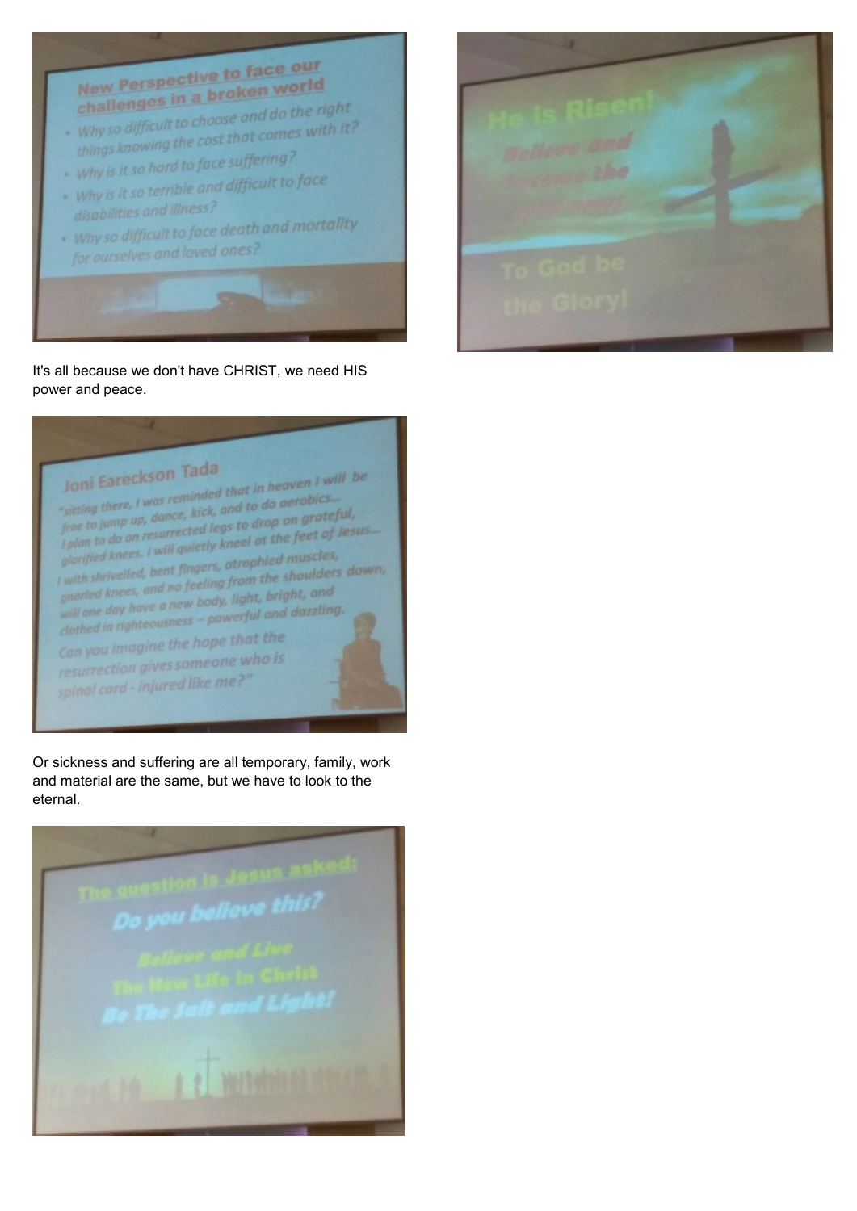**New Perspective to face our challenges in a broken world**

- Why so difficult to choose and do the right things knowing the cost that comes with it?
- Why is it so hard to face suffering?
- Why is it so terrible and difficult to face disabilities and illness?
- Why so difficult to face death and mortality for ourselves and loved ones?

It's all because we don't have CHRIST, we need HIS power and peace.

**Joni Eareckson Tada**

"sitting there, I was reminded that in heaven I will be free to jump up, dance, kick, and to do aerobics... I plan to do on resurrected legs to drop on grateful, glorified knees. I will quietly kneel at the feet of Jesus... I with shrivelled, bent fingers, atrophied muscles, gnarled knees, and no feeling from the shoulders down, will one day have a new body, light, bright, and clothed in righteousness – powerful and dazzling.

Can you imagine the hope that the resurrection gives someone who is spinal cord - injured like me?"

Or sickness and suffering are all temporary, family, work and material are the same, but we have to look to the eternal.

**The question is Jesus asked:**

*Do you believe this?*

*Believe and Live*

*The New Life in Christ*

*Be The Salt and Light!*

**He is Risen!**

*Believe and Become the Good News*

**To God be the Glory!**